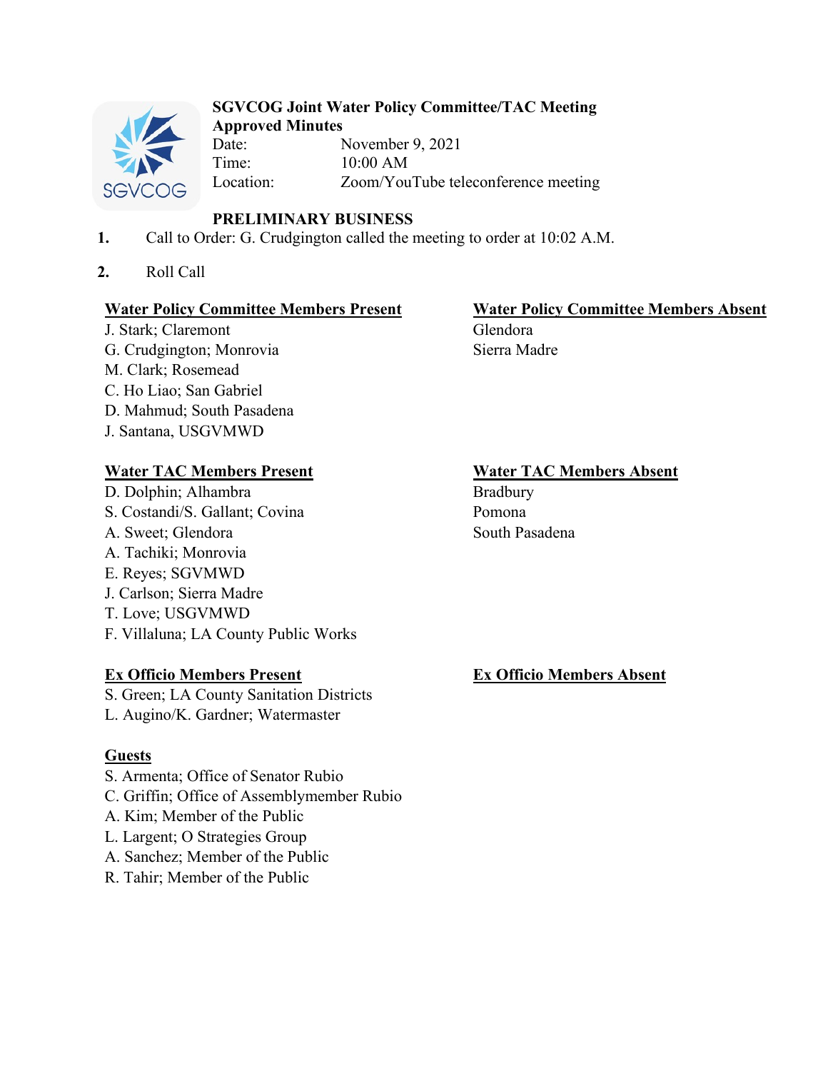**SGVCOG Joint Water Policy Committee/TAC Meeting**
**Approved Minutes**

Date: November 9, 2021
Time: 10:00 AM
Location: Zoom/YouTube teleconference meeting

**PRELIMINARY BUSINESS**

1. Call to Order: G. Crudgington called the meeting to order at 10:02 A.M.

2. Roll Call

**Water Policy Committee Members Present**
J. Stark; Claremont
G. Crudgington; Monrovia
M. Clark; Rosemead
C. Ho Liao; San Gabriel
D. Mahmud; South Pasadena
J. Santana, USGVMWD

**Water Policy Committee Members Absent**
Glendora
Sierra Madre

**Water TAC Members Present**
D. Dolphin; Alhambra
S. Costandi/S. Gallant; Covina
A. Sweet; Glendora
A. Tachiki; Monrovia
E. Reyes; SGVMWD
J. Carlson; Sierra Madre
T. Love; USGVMWD
F. Villaluna; LA County Public Works

**Water TAC Members Absent**
Bradbury
Pomona
South Pasadena

**Ex Officio Members Present**
S. Green; LA County Sanitation Districts
L. Augino/K. Gardner; Watermaster

**Ex Officio Members Absent**

**Guests**
S. Armenta; Office of Senator Rubio
C. Griffin; Office of Assemblymember Rubio
A. Kim; Member of the Public
L. Largent; O Strategies Group
A. Sanchez; Member of the Public
R. Tahir; Member of the Public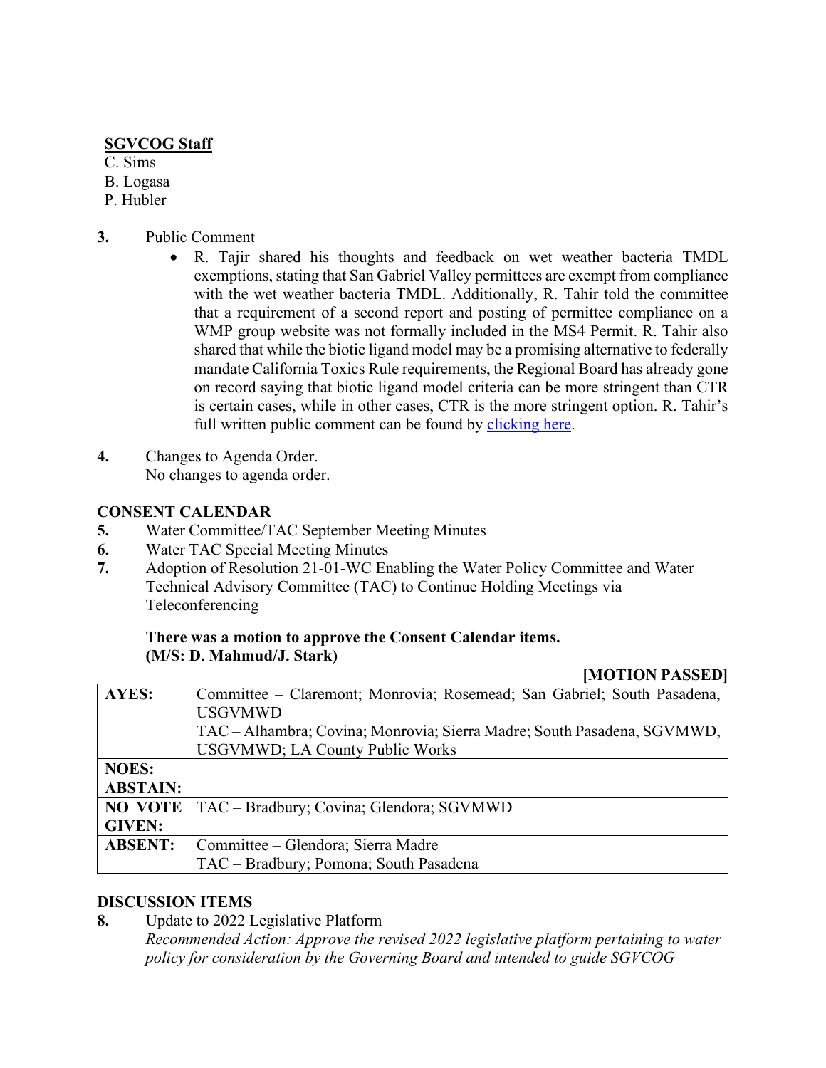**SGVCOG Staff**

C. Sims
B. Logasa
P. Hubler

**3.** Public Comment

- R. Tajir shared his thoughts and feedback on wet weather bacteria TMDL exemptions, stating that San Gabriel Valley permittees are exempt from compliance with the wet weather bacteria TMDL. Additionally, R. Tahir told the committee that a requirement of a second report and posting of permittee compliance on a WMP group website was not formally included in the MS4 Permit. R. Tahir also shared that while the biotic ligand model may be a promising alternative to federally mandate California Toxics Rule requirements, the Regional Board has already gone on record saying that biotic ligand model criteria can be more stringent than CTR is certain cases, while in other cases, CTR is the more stringent option. R. Tahir's full written public comment can be found by [clicking here].

**4.** Changes to Agenda Order.
No changes to agenda order.

**CONSENT CALENDAR**

**5.** Water Committee/TAC September Meeting Minutes
**6.** Water TAC Special Meeting Minutes
**7.** Adoption of Resolution 21-01-WC Enabling the Water Policy Committee and Water Technical Advisory Committee (TAC) to Continue Holding Meetings via Teleconferencing

**There was a motion to approve the Consent Calendar items.**
**(M/S: D. Mahmud/J. Stark)**

**[MOTION PASSED]**

| | |
|---|---|
| **AYES:** | Committee – Claremont; Monrovia; Rosemead; San Gabriel; South Pasadena, USGVMWD<br>TAC – Alhambra; Covina; Monrovia; Sierra Madre; South Pasadena, SGVMWD, USGVMWD; LA County Public Works |
| **NOES:** | |
| **ABSTAIN:** | |
| **NO VOTE GIVEN:** | TAC – Bradbury; Covina; Glendora; SGVMWD |
| **ABSENT:** | Committee – Glendora; Sierra Madre<br>TAC – Bradbury; Pomona; South Pasadena |

**DISCUSSION ITEMS**

**8.** Update to 2022 Legislative Platform
*Recommended Action: Approve the revised 2022 legislative platform pertaining to water policy for consideration by the Governing Board and intended to guide SGVCOG*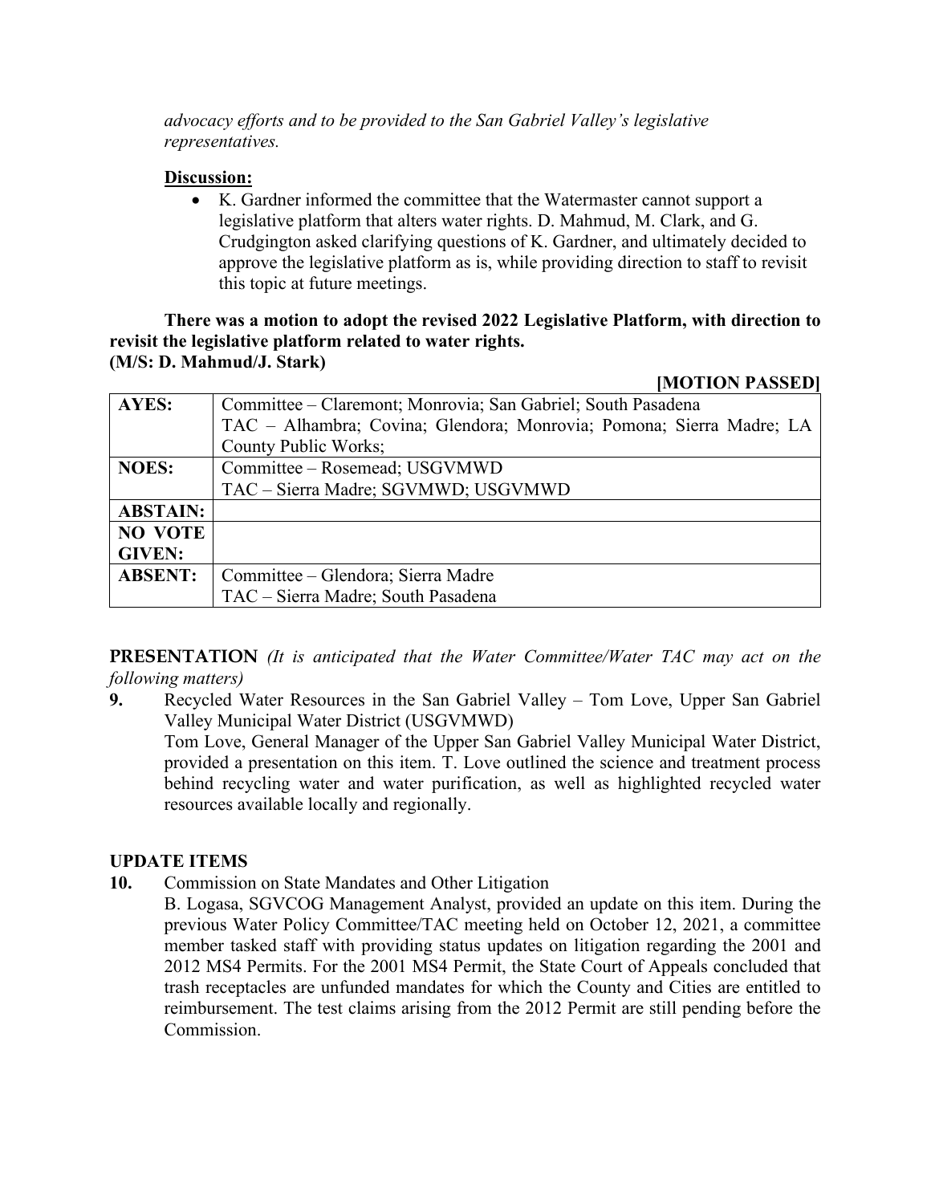*advocacy efforts and to be provided to the San Gabriel Valley's legislative representatives.*

**Discussion:**

- K. Gardner informed the committee that the Watermaster cannot support a legislative platform that alters water rights. D. Mahmud, M. Clark, and G. Crudgington asked clarifying questions of K. Gardner, and ultimately decided to approve the legislative platform as is, while providing direction to staff to revisit this topic at future meetings.

**There was a motion to adopt the revised 2022 Legislative Platform, with direction to revisit the legislative platform related to water rights.**
**(M/S: D. Mahmud/J. Stark)**

**[MOTION PASSED]**

| | |
|---|---|
| **AYES:** | Committee – Claremont; Monrovia; San Gabriel; South Pasadena<br>TAC – Alhambra; Covina; Glendora; Monrovia; Pomona; Sierra Madre; LA County Public Works; |
| **NOES:** | Committee – Rosemead; USGVMWD<br>TAC – Sierra Madre; SGVMWD; USGVMWD |
| **ABSTAIN:** | |
| **NO VOTE GIVEN:** | |
| **ABSENT:** | Committee – Glendora; Sierra Madre<br>TAC – Sierra Madre; South Pasadena |

**PRESENTATION** *(It is anticipated that the Water Committee/Water TAC may act on the following matters)*

**9.** Recycled Water Resources in the San Gabriel Valley – Tom Love, Upper San Gabriel Valley Municipal Water District (USGVMWD)
Tom Love, General Manager of the Upper San Gabriel Valley Municipal Water District, provided a presentation on this item. T. Love outlined the science and treatment process behind recycling water and water purification, as well as highlighted recycled water resources available locally and regionally.

**UPDATE ITEMS**

**10.** Commission on State Mandates and Other Litigation
B. Logasa, SGVCOG Management Analyst, provided an update on this item. During the previous Water Policy Committee/TAC meeting held on October 12, 2021, a committee member tasked staff with providing status updates on litigation regarding the 2001 and 2012 MS4 Permits. For the 2001 MS4 Permit, the State Court of Appeals concluded that trash receptacles are unfunded mandates for which the County and Cities are entitled to reimbursement. The test claims arising from the 2012 Permit are still pending before the Commission.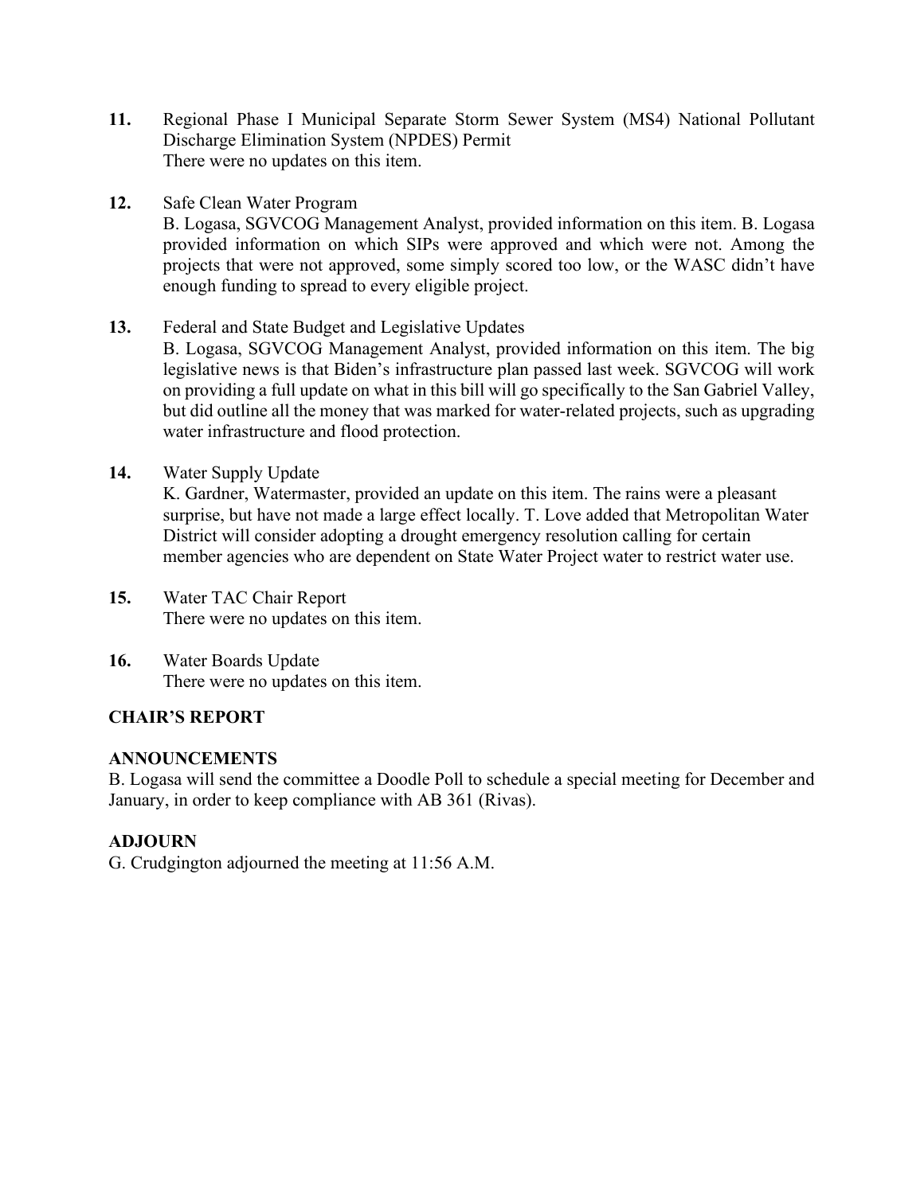**11.** Regional Phase I Municipal Separate Storm Sewer System (MS4) National Pollutant Discharge Elimination System (NPDES) Permit
There were no updates on this item.

**12.** Safe Clean Water Program
B. Logasa, SGVCOG Management Analyst, provided information on this item. B. Logasa provided information on which SIPs were approved and which were not. Among the projects that were not approved, some simply scored too low, or the WASC didn't have enough funding to spread to every eligible project.

**13.** Federal and State Budget and Legislative Updates
B. Logasa, SGVCOG Management Analyst, provided information on this item. The big legislative news is that Biden's infrastructure plan passed last week. SGVCOG will work on providing a full update on what in this bill will go specifically to the San Gabriel Valley, but did outline all the money that was marked for water-related projects, such as upgrading water infrastructure and flood protection.

**14.** Water Supply Update
K. Gardner, Watermaster, provided an update on this item. The rains were a pleasant surprise, but have not made a large effect locally. T. Love added that Metropolitan Water District will consider adopting a drought emergency resolution calling for certain member agencies who are dependent on State Water Project water to restrict water use.

**15.** Water TAC Chair Report
There were no updates on this item.

**16.** Water Boards Update
There were no updates on this item.

**CHAIR'S REPORT**

**ANNOUNCEMENTS**

B. Logasa will send the committee a Doodle Poll to schedule a special meeting for December and January, in order to keep compliance with AB 361 (Rivas).

**ADJOURN**

G. Crudgington adjourned the meeting at 11:56 A.M.